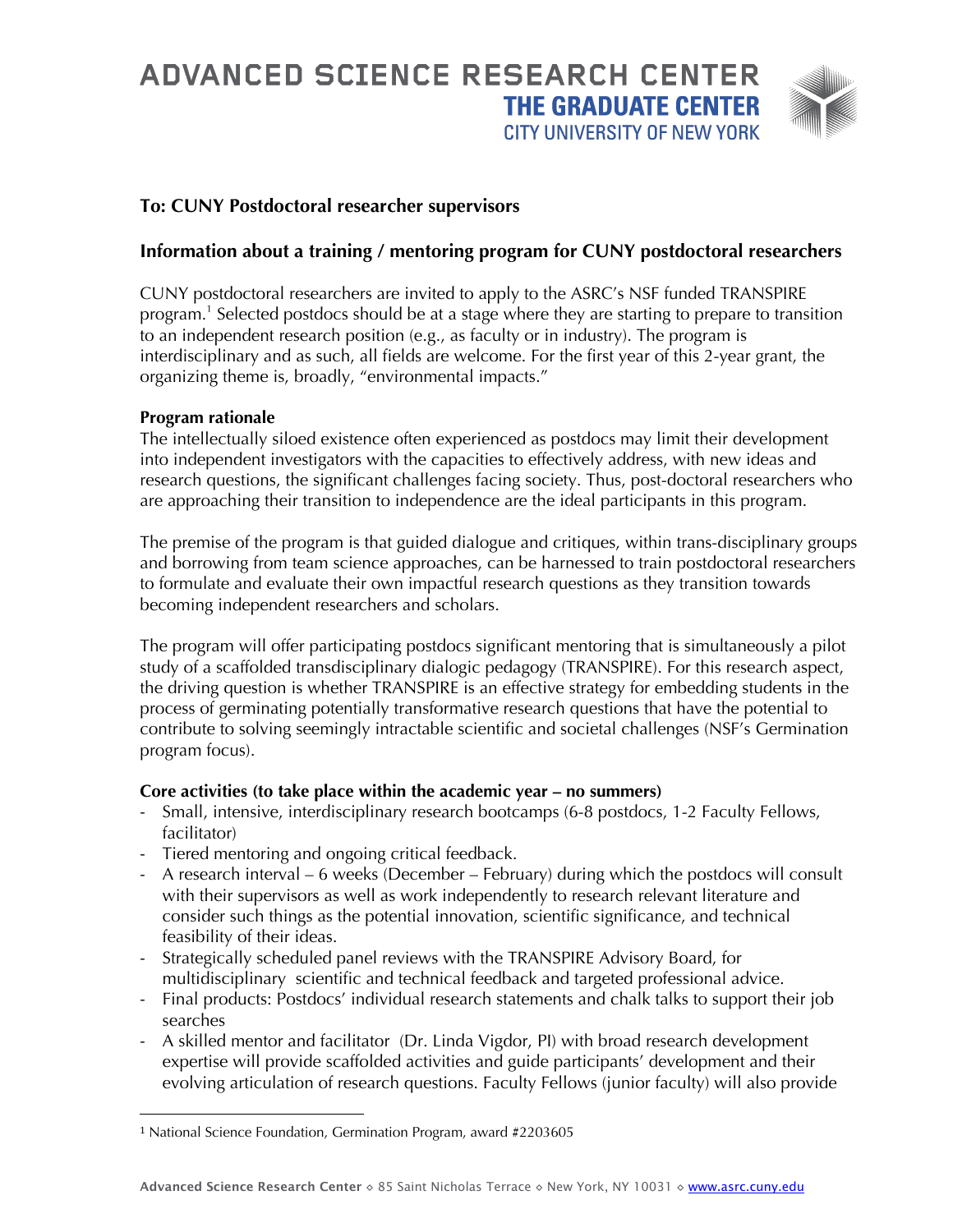# ADVANCED SCIENCE RESEARCH CENTER
**THE GRADUATE CENTER**
CITY UNIVERSITY OF NEW YORK

**To: CUNY Postdoctoral researcher supervisors**

## Information about a training / mentoring program for CUNY postdoctoral researchers

CUNY postdoctoral researchers are invited to apply to the ASRC's NSF funded TRANSPIRE program.[1] Selected postdocs should be at a stage where they are starting to prepare to transition to an independent research position (e.g., as faculty or in industry). The program is interdisciplinary and as such, all fields are welcome. For the first year of this 2-year grant, the organizing theme is, broadly, "environmental impacts."

**Program rationale**
The intellectually siloed existence often experienced as postdocs may limit their development into independent investigators with the capacities to effectively address, with new ideas and research questions, the significant challenges facing society. Thus, post-doctoral researchers who are approaching their transition to independence are the ideal participants in this program.

The premise of the program is that guided dialogue and critiques, within trans-disciplinary groups and borrowing from team science approaches, can be harnessed to train postdoctoral researchers to formulate and evaluate their own impactful research questions as they transition towards becoming independent researchers and scholars.

The program will offer participating postdocs significant mentoring that is simultaneously a pilot study of a scaffolded transdisciplinary dialogic pedagogy (TRANSPIRE). For this research aspect, the driving question is whether TRANSPIRE is an effective strategy for embedding students in the process of germinating potentially transformative research questions that have the potential to contribute to solving seemingly intractable scientific and societal challenges (NSF's Germination program focus).

**Core activities (to take place within the academic year – no summers)**

- Small, intensive, interdisciplinary research bootcamps (6-8 postdocs, 1-2 Faculty Fellows, facilitator)
- Tiered mentoring and ongoing critical feedback.
- A research interval – 6 weeks (December – February) during which the postdocs will consult with their supervisors as well as work independently to research relevant literature and consider such things as the potential innovation, scientific significance, and technical feasibility of their ideas.
- Strategically scheduled panel reviews with the TRANSPIRE Advisory Board, for multidisciplinary scientific and technical feedback and targeted professional advice.
- Final products: Postdocs' individual research statements and chalk talks to support their job searches
- A skilled mentor and facilitator (Dr. Linda Vigdor, PI) with broad research development expertise will provide scaffolded activities and guide participants' development and their evolving articulation of research questions. Faculty Fellows (junior faculty) will also provide

[1] National Science Foundation, Germination Program, award #2203605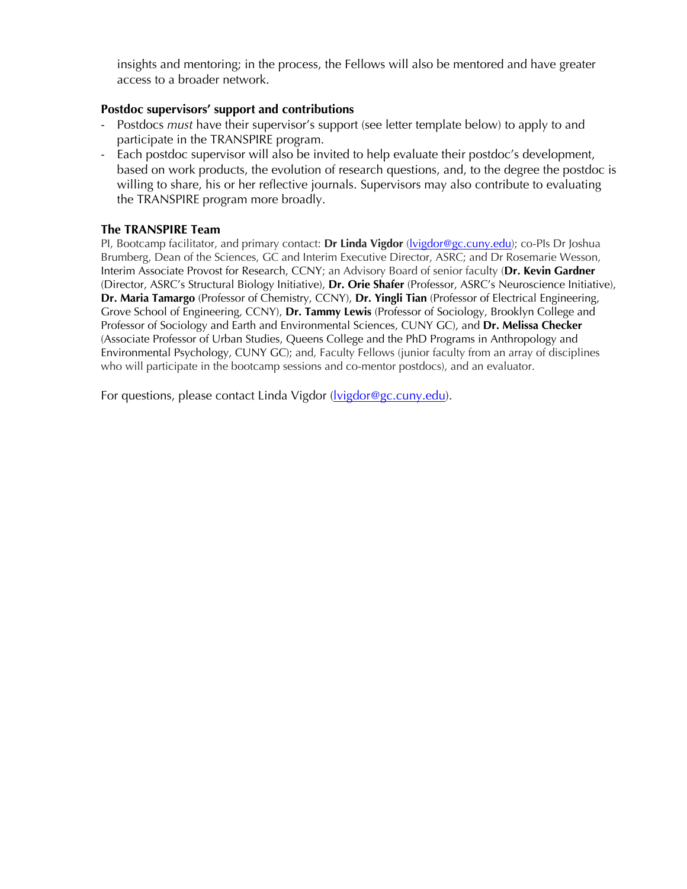insights and mentoring; in the process, the Fellows will also be mentored and have greater access to a broader network.

**Postdoc supervisors' support and contributions**

- Postdocs *must* have their supervisor's support (see letter template below) to apply to and participate in the TRANSPIRE program.
- Each postdoc supervisor will also be invited to help evaluate their postdoc's development, based on work products, the evolution of research questions, and, to the degree the postdoc is willing to share, his or her reflective journals. Supervisors may also contribute to evaluating the TRANSPIRE program more broadly.

**The TRANSPIRE Team**

PI, Bootcamp facilitator, and primary contact: **Dr Linda Vigdor** (lvigdor@gc.cuny.edu); co-PIs Dr Joshua Brumberg, Dean of the Sciences, GC and Interim Executive Director, ASRC; and Dr Rosemarie Wesson, Interim Associate Provost for Research, CCNY; an Advisory Board of senior faculty (**Dr. Kevin Gardner** (Director, ASRC's Structural Biology Initiative), **Dr. Orie Shafer** (Professor, ASRC's Neuroscience Initiative), **Dr. Maria Tamargo** (Professor of Chemistry, CCNY), **Dr. Yingli Tian** (Professor of Electrical Engineering, Grove School of Engineering, CCNY), **Dr. Tammy Lewis** (Professor of Sociology, Brooklyn College and Professor of Sociology and Earth and Environmental Sciences, CUNY GC), and **Dr. Melissa Checker** (Associate Professor of Urban Studies, Queens College and the PhD Programs in Anthropology and Environmental Psychology, CUNY GC); and, Faculty Fellows (junior faculty from an array of disciplines who will participate in the bootcamp sessions and co-mentor postdocs), and an evaluator.

For questions, please contact Linda Vigdor (lvigdor@gc.cuny.edu).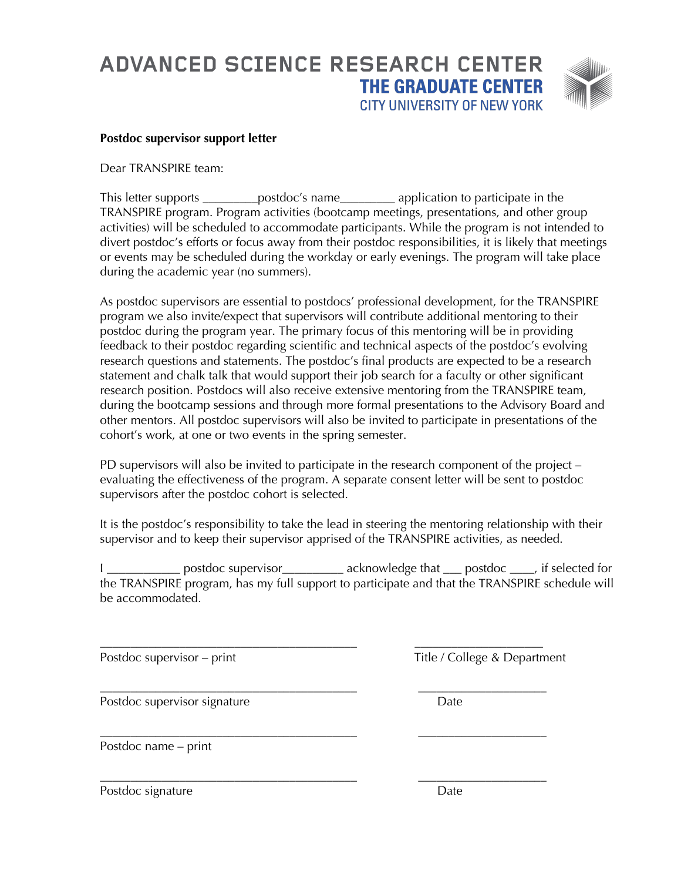ADVANCED SCIENCE RESEARCH CENTER
THE GRADUATE CENTER
CITY UNIVERSITY OF NEW YORK

**Postdoc supervisor support letter**

Dear TRANSPIRE team:

This letter supports ________postdoc's name________ application to participate in the TRANSPIRE program. Program activities (bootcamp meetings, presentations, and other group activities) will be scheduled to accommodate participants. While the program is not intended to divert postdoc's efforts or focus away from their postdoc responsibilities, it is likely that meetings or events may be scheduled during the workday or early evenings. The program will take place during the academic year (no summers).

As postdoc supervisors are essential to postdocs' professional development, for the TRANSPIRE program we also invite/expect that supervisors will contribute additional mentoring to their postdoc during the program year. The primary focus of this mentoring will be in providing feedback to their postdoc regarding scientific and technical aspects of the postdoc's evolving research questions and statements. The postdoc's final products are expected to be a research statement and chalk talk that would support their job search for a faculty or other significant research position. Postdocs will also receive extensive mentoring from the TRANSPIRE team, during the bootcamp sessions and through more formal presentations to the Advisory Board and other mentors. All postdoc supervisors will also be invited to participate in presentations of the cohort's work, at one or two events in the spring semester.

PD supervisors will also be invited to participate in the research component of the project – evaluating the effectiveness of the program. A separate consent letter will be sent to postdoc supervisors after the postdoc cohort is selected.

It is the postdoc's responsibility to take the lead in steering the mentoring relationship with their supervisor and to keep their supervisor apprised of the TRANSPIRE activities, as needed.

I __________ postdoc supervisor_________ acknowledge that ___ postdoc ____, if selected for the TRANSPIRE program, has my full support to participate and that the TRANSPIRE schedule will be accommodated.

________________________________________ ____________________

Postdoc supervisor – print                                        Title / College & Department

________________________________________ ____________________

Postdoc supervisor signature                                        Date

________________________________________ ____________________

Postdoc name – print

________________________________________ ____________________

Postdoc signature                                        Date